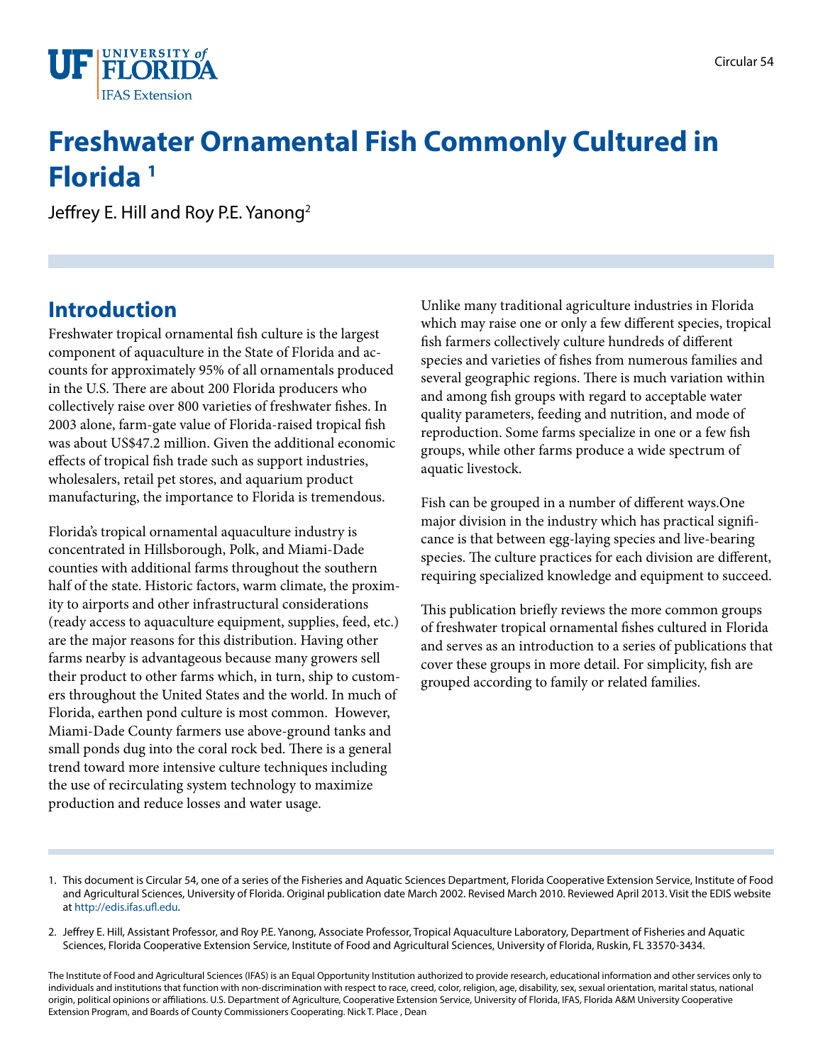# Freshwater Ornamental Fish Commonly Cultured in Florida [1]

Jeffrey E. Hill and Roy P.E. Yanong[2]

## Introduction

Freshwater tropical ornamental fish culture is the largest component of aquaculture in the State of Florida and accounts for approximately 95% of all ornamentals produced in the U.S. There are about 200 Florida producers who collectively raise over 800 varieties of freshwater fishes. In 2003 alone, farm-gate value of Florida-raised tropical fish was about US$47.2 million. Given the additional economic effects of tropical fish trade such as support industries, wholesalers, retail pet stores, and aquarium product manufacturing, the importance to Florida is tremendous.

Florida's tropical ornamental aquaculture industry is concentrated in Hillsborough, Polk, and Miami-Dade counties with additional farms throughout the southern half of the state. Historic factors, warm climate, the proximity to airports and other infrastructural considerations (ready access to aquaculture equipment, supplies, feed, etc.) are the major reasons for this distribution. Having other farms nearby is advantageous because many growers sell their product to other farms which, in turn, ship to customers throughout the United States and the world. In much of Florida, earthen pond culture is most common. However, Miami-Dade County farmers use above-ground tanks and small ponds dug into the coral rock bed. There is a general trend toward more intensive culture techniques including the use of recirculating system technology to maximize production and reduce losses and water usage.

Unlike many traditional agriculture industries in Florida which may raise one or only a few different species, tropical fish farmers collectively culture hundreds of different species and varieties of fishes from numerous families and several geographic regions. There is much variation within and among fish groups with regard to acceptable water quality parameters, feeding and nutrition, and mode of reproduction. Some farms specialize in one or a few fish groups, while other farms produce a wide spectrum of aquatic livestock.

Fish can be grouped in a number of different ways.One major division in the industry which has practical significance is that between egg-laying species and live-bearing species. The culture practices for each division are different, requiring specialized knowledge and equipment to succeed.

This publication briefly reviews the more common groups of freshwater tropical ornamental fishes cultured in Florida and serves as an introduction to a series of publications that cover these groups in more detail. For simplicity, fish are grouped according to family or related families.

1. This document is Circular 54, one of a series of the Fisheries and Aquatic Sciences Department, Florida Cooperative Extension Service, Institute of Food and Agricultural Sciences, University of Florida. Original publication date March 2002. Revised March 2010. Reviewed April 2013. Visit the EDIS website at http://edis.ifas.ufl.edu.

2. Jeffrey E. Hill, Assistant Professor, and Roy P.E. Yanong, Associate Professor, Tropical Aquaculture Laboratory, Department of Fisheries and Aquatic Sciences, Florida Cooperative Extension Service, Institute of Food and Agricultural Sciences, University of Florida, Ruskin, FL 33570-3434.

The Institute of Food and Agricultural Sciences (IFAS) is an Equal Opportunity Institution authorized to provide research, educational information and other services only to individuals and institutions that function with non-discrimination with respect to race, creed, color, religion, age, disability, sex, sexual orientation, marital status, national origin, political opinions or affiliations. U.S. Department of Agriculture, Cooperative Extension Service, University of Florida, IFAS, Florida A&M University Cooperative Extension Program, and Boards of County Commissioners Cooperating. Nick T. Place , Dean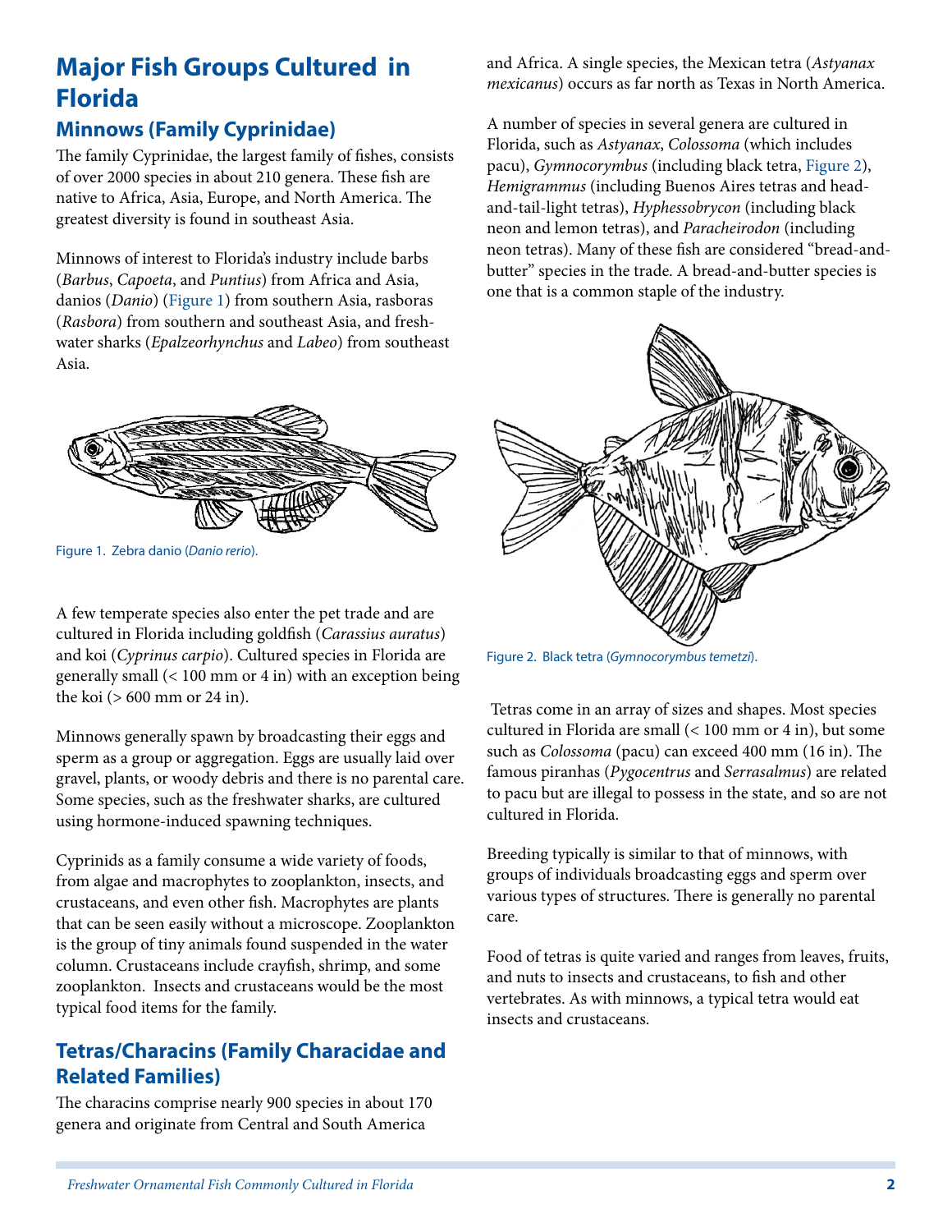# Major Fish Groups Cultured in Florida

## Minnows (Family Cyprinidae)

The family Cyprinidae, the largest family of fishes, consists of over 2000 species in about 210 genera. These fish are native to Africa, Asia, Europe, and North America. The greatest diversity is found in southeast Asia.

Minnows of interest to Florida's industry include barbs (*Barbus*, *Capoeta*, and *Puntius*) from Africa and Asia, danios (*Danio*) (Figure 1) from southern Asia, rasboras (*Rasbora*) from southern and southeast Asia, and freshwater sharks (*Epalzeorhynchus* and *Labeo*) from southeast Asia.

Figure 1. Zebra danio (*Danio rerio*).

A few temperate species also enter the pet trade and are cultured in Florida including goldfish (*Carassius auratus*) and koi (*Cyprinus carpio*). Cultured species in Florida are generally small (< 100 mm or 4 in) with an exception being the koi (> 600 mm or 24 in).

Minnows generally spawn by broadcasting their eggs and sperm as a group or aggregation. Eggs are usually laid over gravel, plants, or woody debris and there is no parental care. Some species, such as the freshwater sharks, are cultured using hormone-induced spawning techniques.

Cyprinids as a family consume a wide variety of foods, from algae and macrophytes to zooplankton, insects, and crustaceans, and even other fish. Macrophytes are plants that can be seen easily without a microscope. Zooplankton is the group of tiny animals found suspended in the water column. Crustaceans include crayfish, shrimp, and some zooplankton. Insects and crustaceans would be the most typical food items for the family.

## Tetras/Characins (Family Characidae and Related Families)

The characins comprise nearly 900 species in about 170 genera and originate from Central and South America and Africa. A single species, the Mexican tetra (*Astyanax mexicanus*) occurs as far north as Texas in North America.

A number of species in several genera are cultured in Florida, such as *Astyanax*, *Colossoma* (which includes pacu), *Gymnocorymbus* (including black tetra, Figure 2), *Hemigrammus* (including Buenos Aires tetras and head-and-tail-light tetras), *Hyphessobrycon* (including black neon and lemon tetras), and *Paracheirodon* (including neon tetras). Many of these fish are considered "bread-and-butter" species in the trade. A bread-and-butter species is one that is a common staple of the industry.

Figure 2. Black tetra (*Gymnocorymbus temetzi*).

Tetras come in an array of sizes and shapes. Most species cultured in Florida are small (< 100 mm or 4 in), but some such as *Colossoma* (pacu) can exceed 400 mm (16 in). The famous piranhas (*Pygocentrus* and *Serrasalmus*) are related to pacu but are illegal to possess in the state, and so are not cultured in Florida.

Breeding typically is similar to that of minnows, with groups of individuals broadcasting eggs and sperm over various types of structures. There is generally no parental care.

Food of tetras is quite varied and ranges from leaves, fruits, and nuts to insects and crustaceans, to fish and other vertebrates. As with minnows, a typical tetra would eat insects and crustaceans.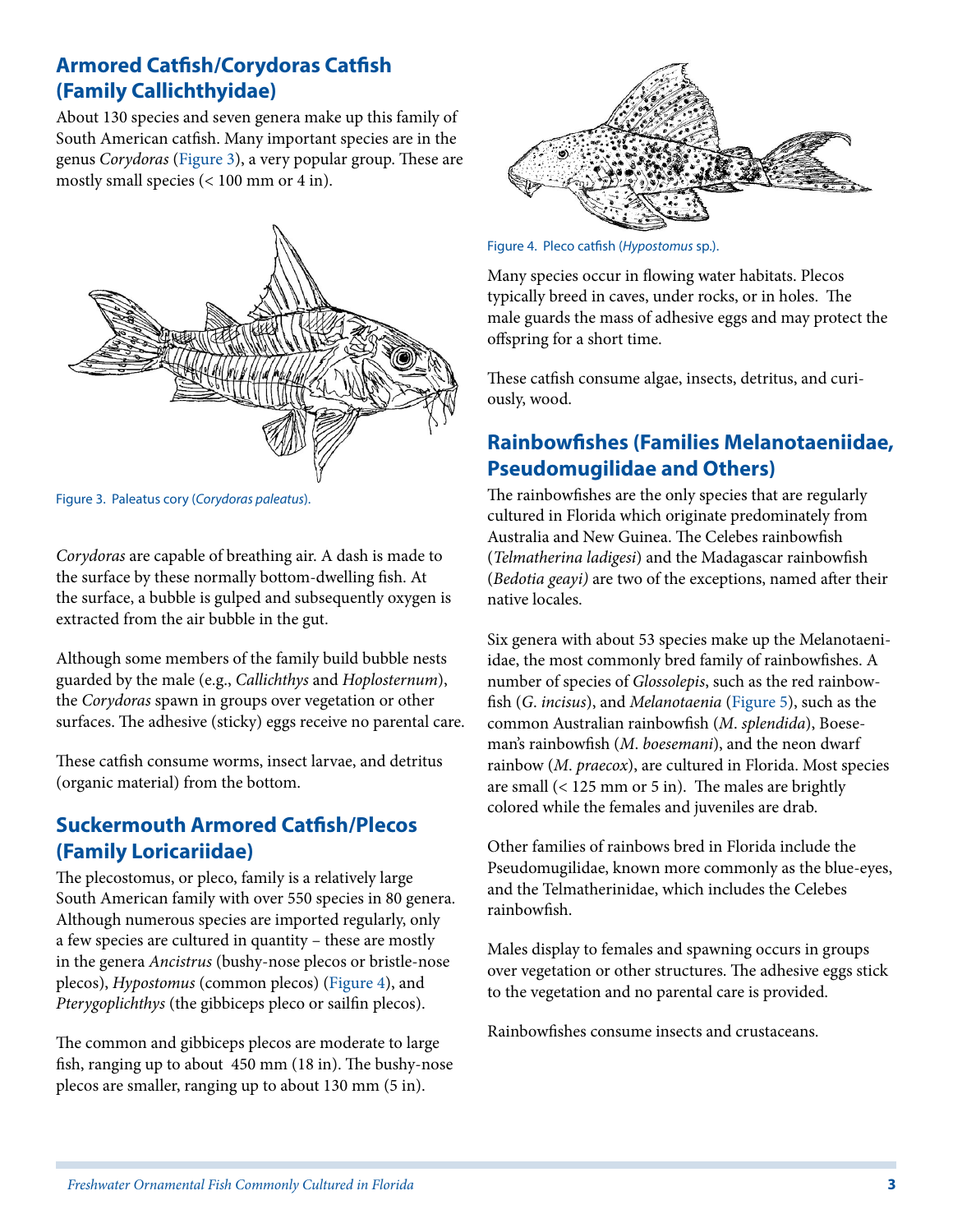## Armored Catfish/Corydoras Catfish (Family Callichthyidae)

About 130 species and seven genera make up this family of South American catfish. Many important species are in the genus *Corydoras* (Figure 3), a very popular group. These are mostly small species (< 100 mm or 4 in).

Figure 3. Paleatus cory (*Corydoras paleatus*).

*Corydoras* are capable of breathing air. A dash is made to the surface by these normally bottom-dwelling fish. At the surface, a bubble is gulped and subsequently oxygen is extracted from the air bubble in the gut.

Although some members of the family build bubble nests guarded by the male (e.g., *Callichthys* and *Hoplosternum*), the *Corydoras* spawn in groups over vegetation or other surfaces. The adhesive (sticky) eggs receive no parental care.

These catfish consume worms, insect larvae, and detritus (organic material) from the bottom.

## Suckermouth Armored Catfish/Plecos (Family Loricariidae)

The plecostomus, or pleco, family is a relatively large South American family with over 550 species in 80 genera. Although numerous species are imported regularly, only a few species are cultured in quantity – these are mostly in the genera *Ancistrus* (bushy-nose plecos or bristle-nose plecos), *Hypostomus* (common plecos) (Figure 4), and *Pterygoplichthys* (the gibbiceps pleco or sailfin plecos).

The common and gibbiceps plecos are moderate to large fish, ranging up to about 450 mm (18 in). The bushy-nose plecos are smaller, ranging up to about 130 mm (5 in).

Figure 4. Pleco catfish (*Hypostomus* sp.).

Many species occur in flowing water habitats. Plecos typically breed in caves, under rocks, or in holes. The male guards the mass of adhesive eggs and may protect the offspring for a short time.

These catfish consume algae, insects, detritus, and curiously, wood.

## Rainbowfishes (Families Melanotaeniidae, Pseudomugilidae and Others)

The rainbowfishes are the only species that are regularly cultured in Florida which originate predominately from Australia and New Guinea. The Celebes rainbowfish (*Telmatherina ladigesi*) and the Madagascar rainbowfish (*Bedotia geayi)* are two of the exceptions, named after their native locales.

Six genera with about 53 species make up the Melanotaeniidae, the most commonly bred family of rainbowfishes. A number of species of *Glossolepis*, such as the red rainbowfish (*G. incisus*), and *Melanotaenia* (Figure 5), such as the common Australian rainbowfish (*M. splendida*), Boeseman's rainbowfish (*M. boesemani*), and the neon dwarf rainbow (*M. praecox*), are cultured in Florida. Most species are small (< 125 mm or 5 in). The males are brightly colored while the females and juveniles are drab.

Other families of rainbows bred in Florida include the Pseudomugilidae, known more commonly as the blue-eyes, and the Telmatherinidae, which includes the Celebes rainbowfish.

Males display to females and spawning occurs in groups over vegetation or other structures. The adhesive eggs stick to the vegetation and no parental care is provided.

Rainbowfishes consume insects and crustaceans.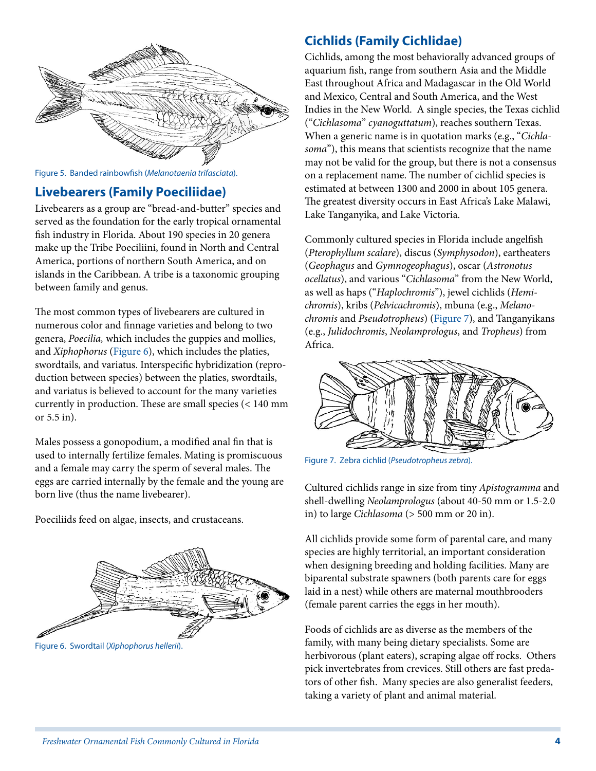Figure 5. Banded rainbowfish (*Melanotaenia trifasciata*).

## Livebearers (Family Poeciliidae)

Livebearers as a group are "bread-and-butter" species and served as the foundation for the early tropical ornamental fish industry in Florida. About 190 species in 20 genera make up the Tribe Poeciliini, found in North and Central America, portions of northern South America, and on islands in the Caribbean. A tribe is a taxonomic grouping between family and genus.

The most common types of livebearers are cultured in numerous color and finnage varieties and belong to two genera, *Poecilia,* which includes the guppies and mollies, and *Xiphophorus* (Figure 6), which includes the platies, swordtails, and variatus. Interspecific hybridization (reproduction between species) between the platies, swordtails, and variatus is believed to account for the many varieties currently in production. These are small species (< 140 mm or 5.5 in).

Males possess a gonopodium, a modified anal fin that is used to internally fertilize females. Mating is promiscuous and a female may carry the sperm of several males. The eggs are carried internally by the female and the young are born live (thus the name livebearer).

Poeciliids feed on algae, insects, and crustaceans.

Figure 6. Swordtail (*Xiphophorus hellerii*).

## Cichlids (Family Cichlidae)

Cichlids, among the most behaviorally advanced groups of aquarium fish, range from southern Asia and the Middle East throughout Africa and Madagascar in the Old World and Mexico, Central and South America, and the West Indies in the New World. A single species, the Texas cichlid ("*Cichlasoma*" *cyanoguttatum*), reaches southern Texas. When a generic name is in quotation marks (e.g., "*Cichlasoma*"), this means that scientists recognize that the name may not be valid for the group, but there is not a consensus on a replacement name. The number of cichlid species is estimated at between 1300 and 2000 in about 105 genera. The greatest diversity occurs in East Africa's Lake Malawi, Lake Tanganyika, and Lake Victoria.

Commonly cultured species in Florida include angelfish (*Pterophyllum scalare*), discus (*Symphysodon*), eartheaters (*Geophagus* and *Gymnogeophagus*), oscar (*Astronotus ocellatus*), and various "*Cichlasoma*" from the New World, as well as haps ("*Haplochromis*"), jewel cichlids (*Hemichromis*), kribs (*Pelvicachromis*), mbuna (e.g., *Melanochromis* and *Pseudotropheus*) (Figure 7), and Tanganyikans (e.g., *Julidochromis*, *Neolamprologus*, and *Tropheus*) from Africa.

Figure 7. Zebra cichlid (*Pseudotropheus zebra*).

Cultured cichlids range in size from tiny *Apistogramma* and shell-dwelling *Neolamprologus* (about 40-50 mm or 1.5-2.0 in) to large *Cichlasoma* (> 500 mm or 20 in).

All cichlids provide some form of parental care, and many species are highly territorial, an important consideration when designing breeding and holding facilities. Many are biparental substrate spawners (both parents care for eggs laid in a nest) while others are maternal mouthbrooders (female parent carries the eggs in her mouth).

Foods of cichlids are as diverse as the members of the family, with many being dietary specialists. Some are herbivorous (plant eaters), scraping algae off rocks. Others pick invertebrates from crevices. Still others are fast predators of other fish. Many species are also generalist feeders, taking a variety of plant and animal material.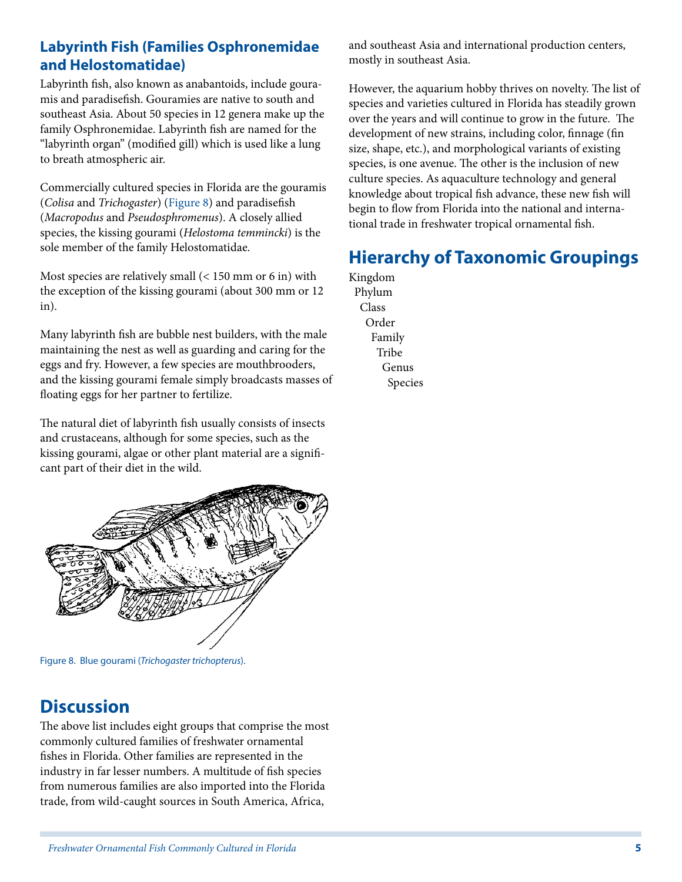### Labyrinth Fish (Families Osphronemidae and Helostomatidae)

Labyrinth fish, also known as anabantoids, include gouramis and paradisefish. Gouramies are native to south and southeast Asia. About 50 species in 12 genera make up the family Osphronemidae. Labyrinth fish are named for the "labyrinth organ" (modified gill) which is used like a lung to breath atmospheric air.

Commercially cultured species in Florida are the gouramis (*Colisa* and *Trichogaster*) (Figure 8) and paradisefish (*Macropodus* and *Pseudosphromenus*). A closely allied species, the kissing gourami (*Helostoma temmincki*) is the sole member of the family Helostomatidae.

Most species are relatively small (< 150 mm or 6 in) with the exception of the kissing gourami (about 300 mm or 12 in).

Many labyrinth fish are bubble nest builders, with the male maintaining the nest as well as guarding and caring for the eggs and fry. However, a few species are mouthbrooders, and the kissing gourami female simply broadcasts masses of floating eggs for her partner to fertilize.

The natural diet of labyrinth fish usually consists of insects and crustaceans, although for some species, such as the kissing gourami, algae or other plant material are a significant part of their diet in the wild.

Figure 8. Blue gourami (*Trichogaster trichopterus*).

## Discussion

The above list includes eight groups that comprise the most commonly cultured families of freshwater ornamental fishes in Florida. Other families are represented in the industry in far lesser numbers. A multitude of fish species from numerous families are also imported into the Florida trade, from wild-caught sources in South America, Africa, and southeast Asia and international production centers, mostly in southeast Asia.

However, the aquarium hobby thrives on novelty. The list of species and varieties cultured in Florida has steadily grown over the years and will continue to grow in the future. The development of new strains, including color, finnage (fin size, shape, etc.), and morphological variants of existing species, is one avenue. The other is the inclusion of new culture species. As aquaculture technology and general knowledge about tropical fish advance, these new fish will begin to flow from Florida into the national and international trade in freshwater tropical ornamental fish.

## Hierarchy of Taxonomic Groupings

Kingdom
- Phylum
  - Class
    - Order
      - Family
        - Tribe
          - Genus
            - Species